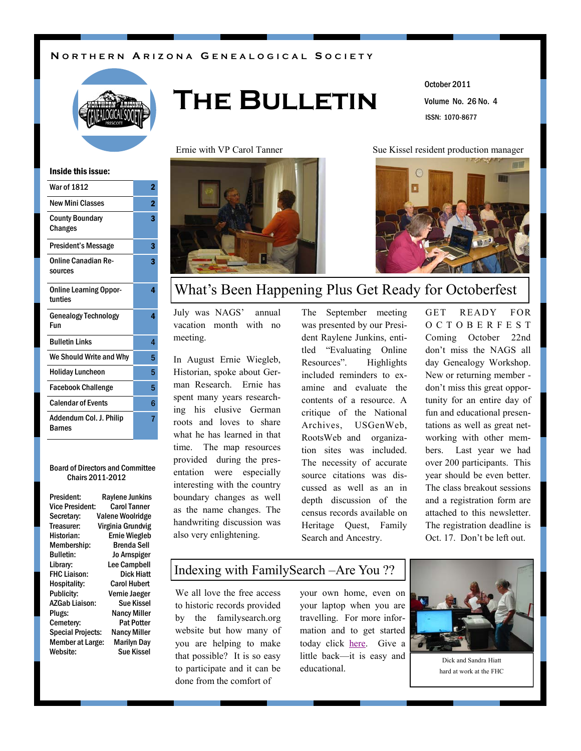NORTHERN ARIZONA GENEALOGICAL SOCIETY

# The Bulletin

October 2011

Volume No. 26 No. 4

ISSN: 1070-8677

Ernie with VP Carol Tanner

Sue Kissel resident production manager

**Inside this issue:**

| | |
|---|---|
| War of 1812 | 2 |
| New Mini Classes | 2 |
| County Boundary Changes | 3 |
| President's Message | 3 |
| Online Canadian Resources | 3 |
| Online Learning Opportunities | 4 |
| Genealogy Technology Fun | 4 |
| Bulletin Links | 4 |
| We Should Write and Why | 5 |
| Holiday Luncheon | 5 |
| Facebook Challenge | 5 |
| Calendar of Events | 6 |
| Addendum Col. J. Philip Barnes | 7 |

**Board of Directors and Committee Chairs 2011-2012**

| | |
|---|---|
| President: | Raylene Junkins |
| Vice President: | Carol Tanner |
| Secretary: | Valene Woolridge |
| Treasurer: | Virginia Grundvig |
| Historian: | Ernie Wiegleb |
| Membership: | Brenda Sell |
| Bulletin: | Jo Arnspiger |
| Library: | Lee Campbell |
| FHC Liaison: | Dick Hiatt |
| Hospitality: | Carol Hubert |
| Publicity: | Vernie Jaeger |
| AZGab Liaison: | Sue Kissel |
| Plugs: | Nancy Miller |
| Cemetery: | Pat Potter |
| Special Projects: | Nancy Miller |
| Member at Large: | Marilyn Day |
| Website: | Sue Kissel |

## What's Been Happening Plus Get Ready for Octoberfest

July was NAGS' annual vacation month with no meeting.

In August Ernie Wiegleb, Historian, spoke about German Research. Ernie has spent many years researching his elusive German roots and loves to share what he has learned in that time. The map resources provided during the presentation were especially interesting with the country boundary changes as well as the name changes. The handwriting discussion was also very enlightening.

The September meeting was presented by our President Raylene Junkins, entitled "Evaluating Online Resources". Highlights included reminders to examine and evaluate the contents of a resource. A critique of the National Archives, USGenWeb, RootsWeb and organization sites was included. The necessity of accurate source citations was discussed as well as an in depth discussion of the census records available on Heritage Quest, Family Search and Ancestry.

GET READY FOR OCTOBERFEST Coming October 22nd don't miss the NAGS all day Genealogy Workshop. New or returning member - don't miss this great opportunity for an entire day of fun and educational presentations as well as great networking with other members. Last year we had over 200 participants. This year should be even better. The class breakout sessions and a registration form are attached to this newsletter. The registration deadline is Oct. 17. Don't be left out.

## Indexing with FamilySearch –Are You ??

We all love the free access to historic records provided by the familysearch.org website but how many of you are helping to make that possible? It is so easy to participate and it can be done from the comfort of your own home, even on your laptop when you are travelling. For more information and to get started today click here. Give a little back—it is easy and educational.

Dick and Sandra Hiatt hard at work at the FHC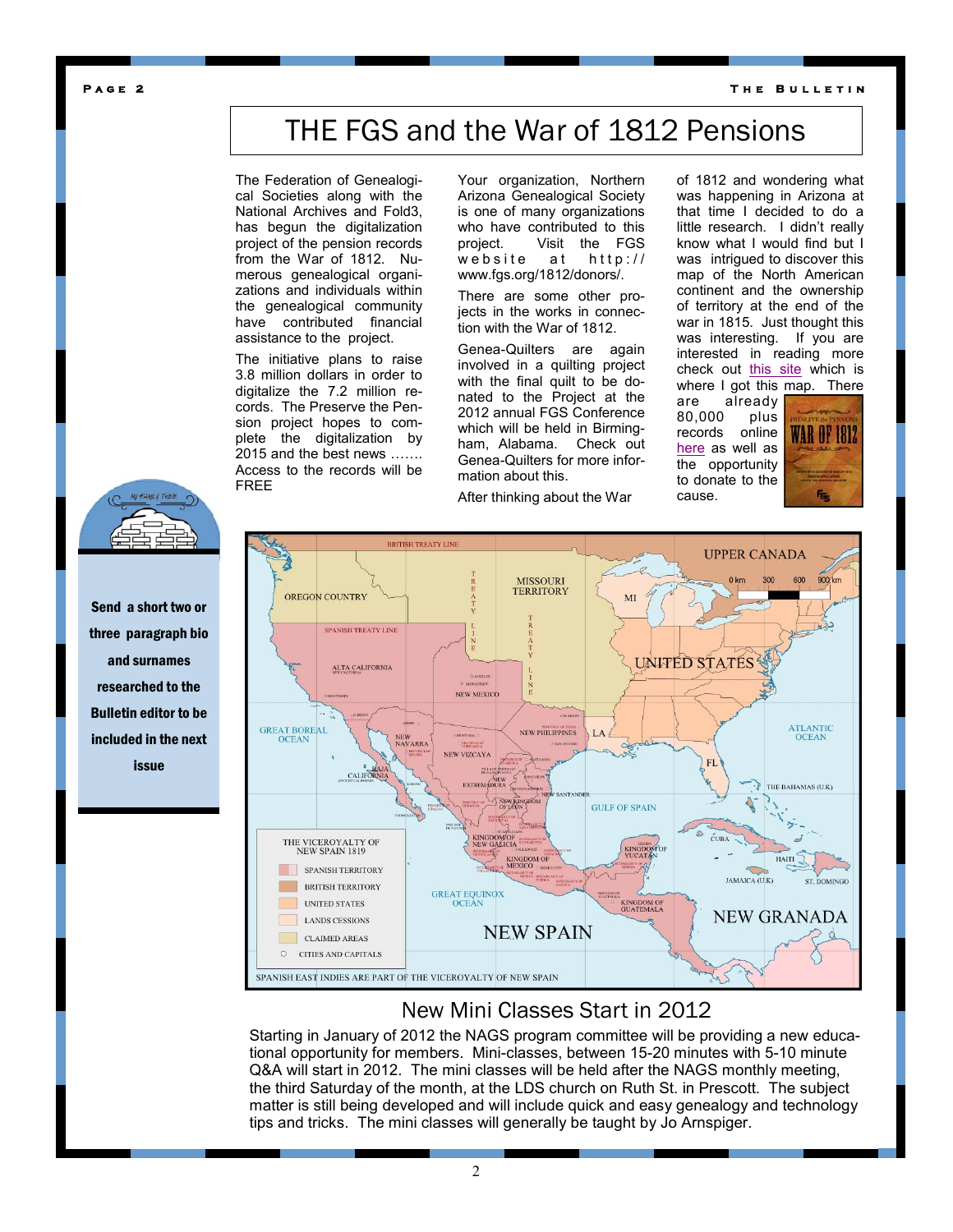# THE FGS and the War of 1812 Pensions

The Federation of Genealogical Societies along with the National Archives and Fold3, has begun the digitalization project of the pension records from the War of 1812. Numerous genealogical organizations and individuals within the genealogical community have contributed financial assistance to the project.

The initiative plans to raise 3.8 million dollars in order to digitalize the 7.2 million records. The Preserve the Pension project hopes to complete the digitalization by 2015 and the best news ……. Access to the records will be FREE

Your organization, Northern Arizona Genealogical Society is one of many organizations who have contributed to this project. Visit the FGS website at http://www.fgs.org/1812/donors/.

There are some other projects in the works in connection with the War of 1812.

Genea-Quilters are again involved in a quilting project with the final quilt to be donated to the Project at the 2012 annual FGS Conference which will be held in Birmingham, Alabama. Check out Genea-Quilters for more information about this.

After thinking about the War of 1812 and wondering what was happening in Arizona at that time I decided to do a little research. I didn't really know what I would find but I was intrigued to discover this map of the North American continent and the ownership of territory at the end of the war in 1815. Just thought this was interesting. If you are interested in reading more check out this site which is where I got this map. There are already 80,000 plus records online here as well as the opportunity to donate to the cause.

**Send a short two or three paragraph bio and surnames researched to the Bulletin editor to be included in the next issue**

## New Mini Classes Start in 2012

Starting in January of 2012 the NAGS program committee will be providing a new educational opportunity for members. Mini-classes, between 15-20 minutes with 5-10 minute Q&A will start in 2012. The mini classes will be held after the NAGS monthly meeting, the third Saturday of the month, at the LDS church on Ruth St. in Prescott. The subject matter is still being developed and will include quick and easy genealogy and technology tips and tricks. The mini classes will generally be taught by Jo Arnspiger.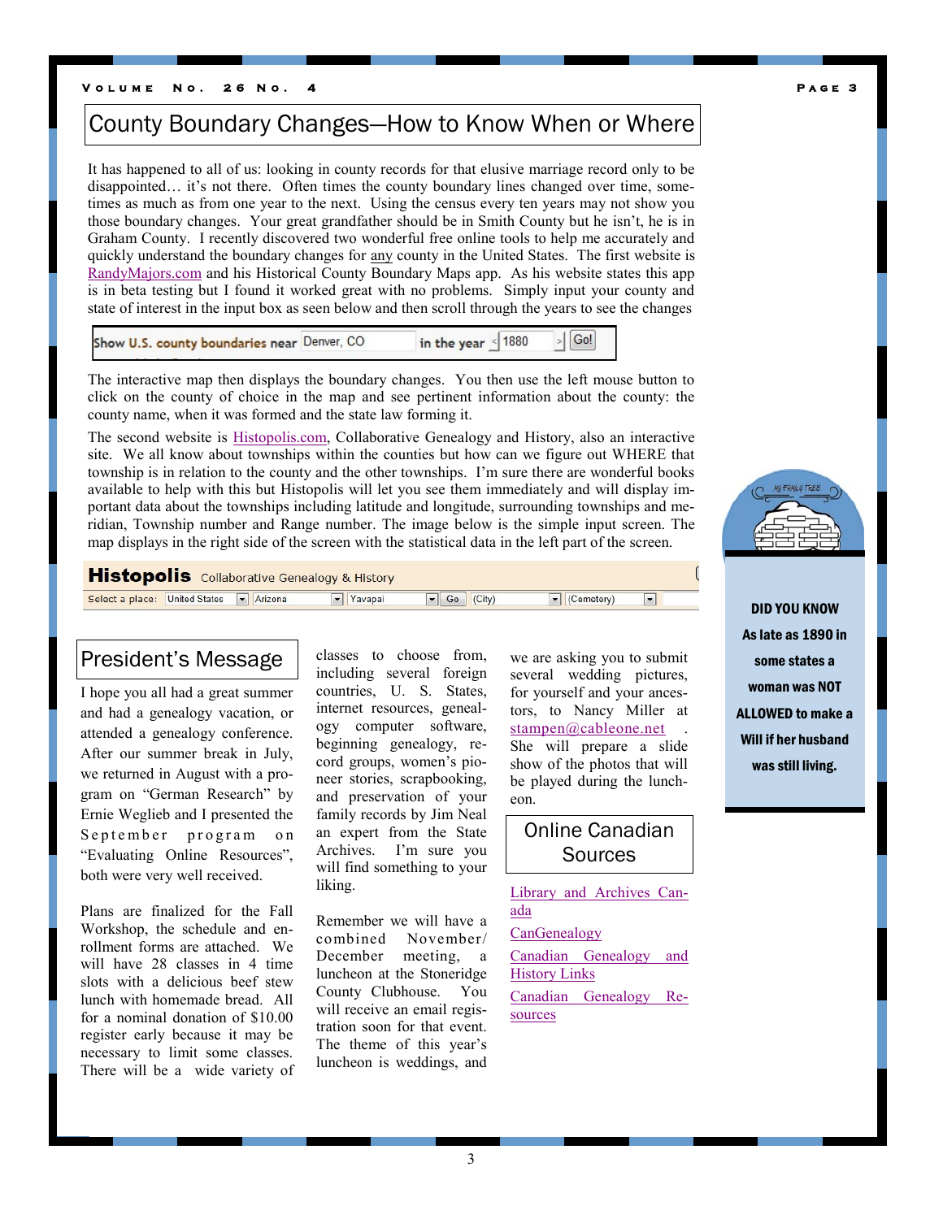# County Boundary Changes—How to Know When or Where

It has happened to all of us: looking in county records for that elusive marriage record only to be disappointed… it's not there. Often times the county boundary lines changed over time, sometimes as much as from one year to the next. Using the census every ten years may not show you those boundary changes. Your great grandfather should be in Smith County but he isn't, he is in Graham County. I recently discovered two wonderful free online tools to help me accurately and quickly understand the boundary changes for any county in the United States. The first website is RandyMajors.com and his Historical County Boundary Maps app. As his website states this app is in beta testing but I found it worked great with no problems. Simply input your county and state of interest in the input box as seen below and then scroll through the years to see the changes

Show U.S. county boundaries near Denver, CO in the year 1880 Go!

The interactive map then displays the boundary changes. You then use the left mouse button to click on the county of choice in the map and see pertinent information about the county: the county name, when it was formed and the state law forming it.

The second website is Histopolis.com, Collaborative Genealogy and History, also an interactive site. We all know about townships within the counties but how can we figure out WHERE that township is in relation to the county and the other townships. I'm sure there are wonderful books available to help with this but Histopolis will let you see them immediately and will display important data about the townships including latitude and longitude, surrounding townships and meridian, Township number and Range number. The image below is the simple input screen. The map displays in the right side of the screen with the statistical data in the left part of the screen.

**Histopolis** Collaborative Genealogy & History
Select a place: United States | Arizona | Yavapai | Go | (City) | (Cemetery)

## President's Message

I hope you all had a great summer and had a genealogy vacation, or attended a genealogy conference. After our summer break in July, we returned in August with a program on "German Research" by Ernie Weglieb and I presented the September program on "Evaluating Online Resources", both were very well received.

Plans are finalized for the Fall Workshop, the schedule and enrollment forms are attached. We will have 28 classes in 4 time slots with a delicious beef stew lunch with homemade bread. All for a nominal donation of $10.00 register early because it may be necessary to limit some classes. There will be a wide variety of classes to choose from, including several foreign countries, U. S. States, internet resources, genealogy computer software, beginning genealogy, record groups, women's pioneer stories, scrapbooking, and preservation of your family records by Jim Neal an expert from the State Archives. I'm sure you will find something to your liking.

Remember we will have a combined November/December meeting, a luncheon at the Stoneridge County Clubhouse. You will receive an email registration soon for that event. The theme of this year's luncheon is weddings, and we are asking you to submit several wedding pictures, for yourself and your ancestors, to Nancy Miller at stampen@cableone.net . She will prepare a slide show of the photos that will be played during the luncheon.

## Online Canadian Sources

Library and Archives Canada

CanGenealogy

Canadian Genealogy and History Links

Canadian Genealogy Resources

**DID YOU KNOW**

**As late as 1890 in some states a woman was NOT ALLOWED to make a Will if her husband was still living.**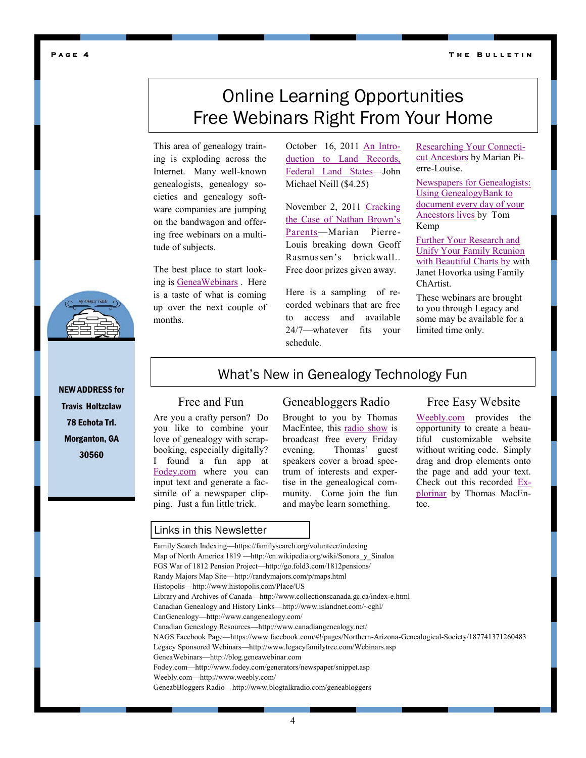# Online Learning Opportunities
# Free Webinars Right From Your Home

This area of genealogy training is exploding across the Internet. Many well-known genealogists, genealogy societies and genealogy software companies are jumping on the bandwagon and offering free webinars on a multitude of subjects.

The best place to start looking is GeneaWebinars . Here is a taste of what is coming up over the next couple of months.

October 16, 2011 An Introduction to Land Records, Federal Land States—John Michael Neill ($4.25)

November 2, 2011 Cracking the Case of Nathan Brown's Parents—Marian Pierre-Louis breaking down Geoff Rasmussen's brickwall.. Free door prizes given away.

Here is a sampling of recorded webinars that are free to access and available 24/7—whatever fits your schedule.

Researching Your Connecticut Ancestors by Marian Pierre-Louise.

Newspapers for Genealogists: Using GenealogyBank to document every day of your Ancestors lives by Tom Kemp

Further Your Research and Unify Your Family Reunion with Beautiful Charts by with Janet Hovorka using Family ChArtist.

These webinars are brought to you through Legacy and some may be available for a limited time only.

**NEW ADDRESS for**
**Travis Holtzclaw**
**78 Echota Trl.**
**Morganton, GA**
**30560**

## What's New in Genealogy Technology Fun

### Free and Fun

Are you a crafty person? Do you like to combine your love of genealogy with scrapbooking, especially digitally? I found a fun app at Fodey.com where you can input text and generate a facsimile of a newspaper clipping. Just a fun little trick.

### Geneabloggers Radio

Brought to you by Thomas MacEntee, this radio show is broadcast free every Friday evening. Thomas' guest speakers cover a broad spectrum of interests and expertise in the genealogical community. Come join the fun and maybe learn something.

### Free Easy Website

Weebly.com provides the opportunity to create a beautiful customizable website without writing code. Simply drag and drop elements onto the page and add your text. Check out this recorded Explorinar by Thomas MacEntee.

## Links in this Newsletter

Family Search Indexing—https://familysearch.org/volunteer/indexing
Map of North America 1819 —http://en.wikipedia.org/wiki/Sonora_y_Sinaloa
FGS War of 1812 Pension Project—http://go.fold3.com/1812pensions/
Randy Majors Map Site—http://randymajors.com/p/maps.html
Histopolis—http://www.histopolis.com/Place/US
Library and Archives of Canada—http://www.collectionscanada.gc.ca/index-e.html
Canadian Genealogy and History Links—http://www.islandnet.com/~cghl/
CanGenealogy—http://www.cangenealogy.com/
Canadian Genealogy Resources—http://www.canadiangenealogy.net/
NAGS Facebook Page—https://www.facebook.com/#!/pages/Northern-Arizona-Genealogical-Society/187741371260483
Legacy Sponsored Webinars—http://www.legacyfamilytree.com/Webinars.asp
GeneaWebinars—http://blog.geneawebinar.com
Fodey.com—http://www.fodey.com/generators/newspaper/snippet.asp
Weebly.com—http://www.weebly.com/
GeneabBloggers Radio—http://www.blogtalkradio.com/geneabloggers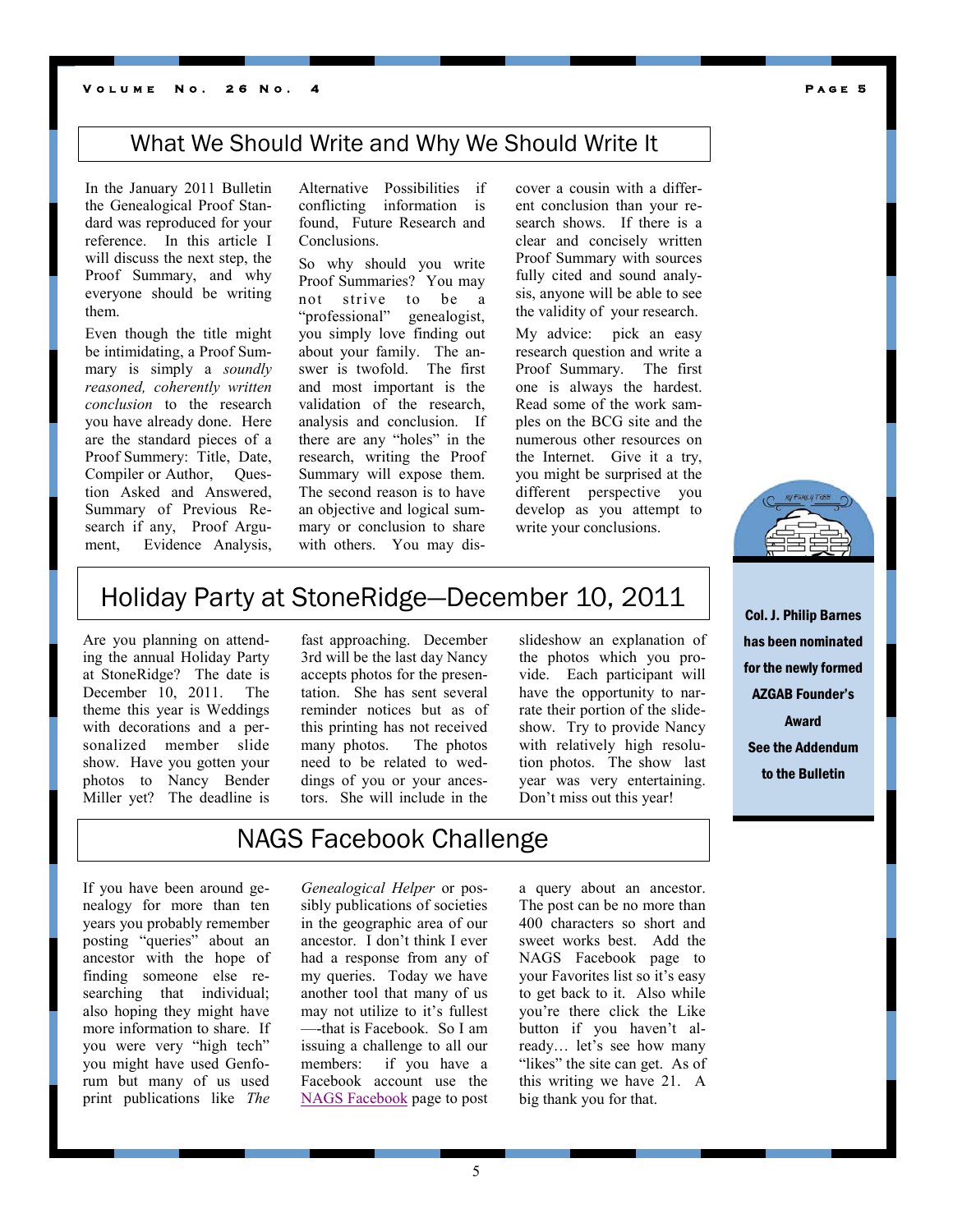## What We Should Write and Why We Should Write It

In the January 2011 Bulletin the Genealogical Proof Standard was reproduced for your reference. In this article I will discuss the next step, the Proof Summary, and why everyone should be writing them.

Even though the title might be intimidating, a Proof Summary is simply a *soundly reasoned, coherently written conclusion* to the research you have already done. Here are the standard pieces of a Proof Summery: Title, Date, Compiler or Author, Question Asked and Answered, Summary of Previous Research if any, Proof Argument, Evidence Analysis, Alternative Possibilities if conflicting information is found, Future Research and Conclusions.

So why should you write Proof Summaries? You may not strive to be a "professional" genealogist, you simply love finding out about your family. The answer is twofold. The first and most important is the validation of the research, analysis and conclusion. If there are any "holes" in the research, writing the Proof Summary will expose them. The second reason is to have an objective and logical summary or conclusion to share with others. You may discover a cousin with a different conclusion than your research shows. If there is a clear and concisely written Proof Summary with sources fully cited and sound analysis, anyone will be able to see the validity of your research.

My advice: pick an easy research question and write a Proof Summary. The first one is always the hardest. Read some of the work samples on the BCG site and the numerous other resources on the Internet. Give it a try, you might be surprised at the different perspective you develop as you attempt to write your conclusions.

**Col. J. Philip Barnes has been nominated for the newly formed AZGAB Founder's Award**

**See the Addendum to the Bulletin**

## Holiday Party at StoneRidge—December 10, 2011

Are you planning on attending the annual Holiday Party at StoneRidge? The date is December 10, 2011. The theme this year is Weddings with decorations and a personalized member slide show. Have you gotten your photos to Nancy Bender Miller yet? The deadline is fast approaching. December 3rd will be the last day Nancy accepts photos for the presentation. She has sent several reminder notices but as of this printing has not received many photos. The photos need to be related to weddings of you or your ancestors. She will include in the slideshow an explanation of the photos which you provide. Each participant will have the opportunity to narrate their portion of the slideshow. Try to provide Nancy with relatively high resolution photos. The show last year was very entertaining. Don't miss out this year!

## NAGS Facebook Challenge

If you have been around genealogy for more than ten years you probably remember posting "queries" about an ancestor with the hope of finding someone else researching that individual; also hoping they might have more information to share. If you were very "high tech" you might have used Genforum but many of us used print publications like *The Genealogical Helper* or possibly publications of societies in the geographic area of our ancestor. I don't think I ever had a response from any of my queries. Today we have another tool that many of us may not utilize to it's fullest —-that is Facebook. So I am issuing a challenge to all our members: if you have a Facebook account use the NAGS Facebook page to post a query about an ancestor. The post can be no more than 400 characters so short and sweet works best. Add the NAGS Facebook page to your Favorites list so it's easy to get back to it. Also while you're there click the Like button if you haven't already… let's see how many "likes" the site can get. As of this writing we have 21. A big thank you for that.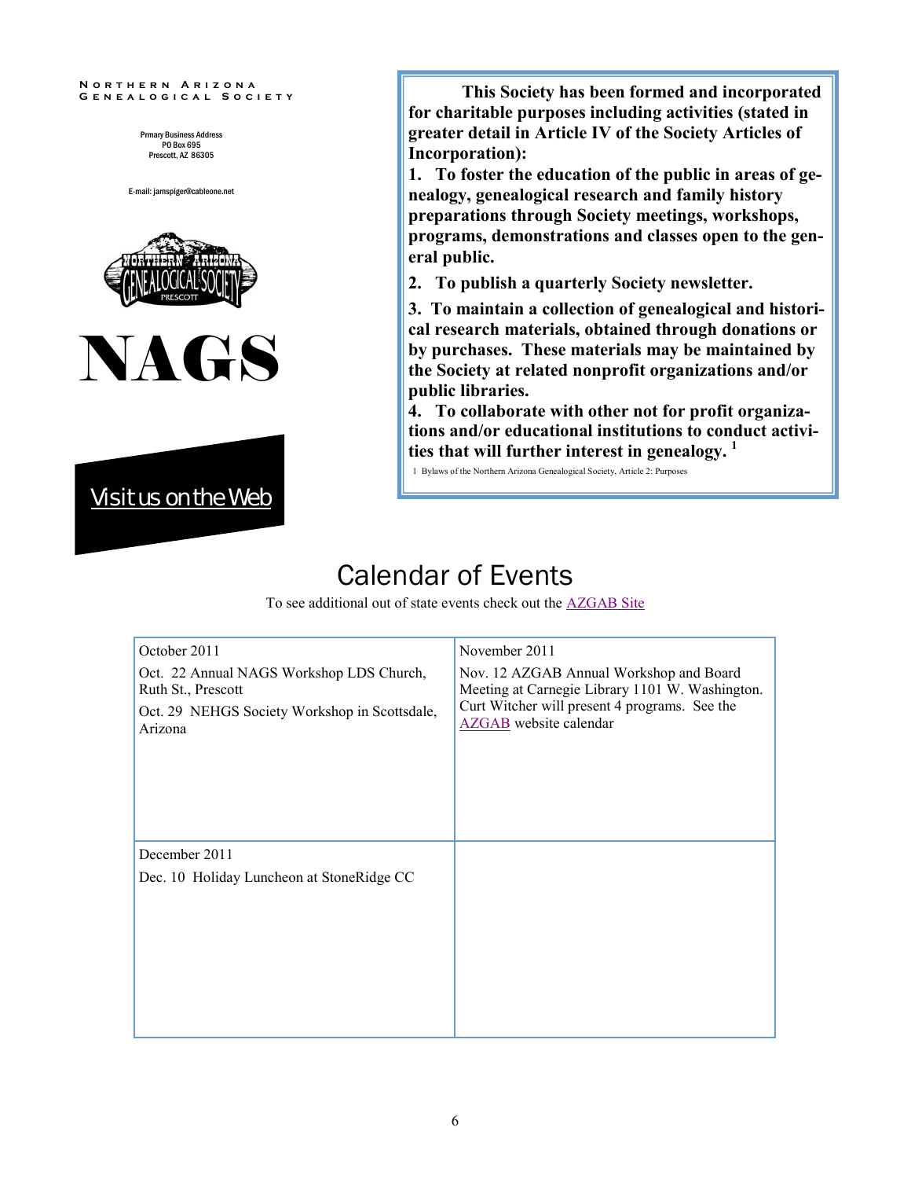NORTHERN ARIZONA GENEALOGICAL SOCIETY

Prmary Business Address
PO Box 695
Prescott, AZ 86305

E-mail: jamspiger@cableone.net

# NAGS

Visit us on the Web

**This Society has been formed and incorporated for charitable purposes including activities (stated in greater detail in Article IV of the Society Articles of Incorporation):**

**1. To foster the education of the public in areas of genealogy, genealogical research and family history preparations through Society meetings, workshops, programs, demonstrations and classes open to the general public.**

**2. To publish a quarterly Society newsletter.**

**3. To maintain a collection of genealogical and historical research materials, obtained through donations or by purchases. These materials may be maintained by the Society at related nonprofit organizations and/or public libraries.**

**4. To collaborate with other not for profit organizations and/or educational institutions to conduct activities that will further interest in genealogy.** [1]

1 Bylaws of the Northern Arizona Genealogical Society, Article 2: Purposes

## Calendar of Events

To see additional out of state events check out the AZGAB Site

| October 2011 | November 2011 |
| --- | --- |
| Oct. 22 Annual NAGS Workshop LDS Church, Ruth St., Prescott<br>Oct. 29 NEHGS Society Workshop in Scottsdale, Arizona | Nov. 12 AZGAB Annual Workshop and Board Meeting at Carnegie Library 1101 W. Washington. Curt Witcher will present 4 programs. See the AZGAB website calendar |
| December 2011<br>Dec. 10 Holiday Luncheon at StoneRidge CC | |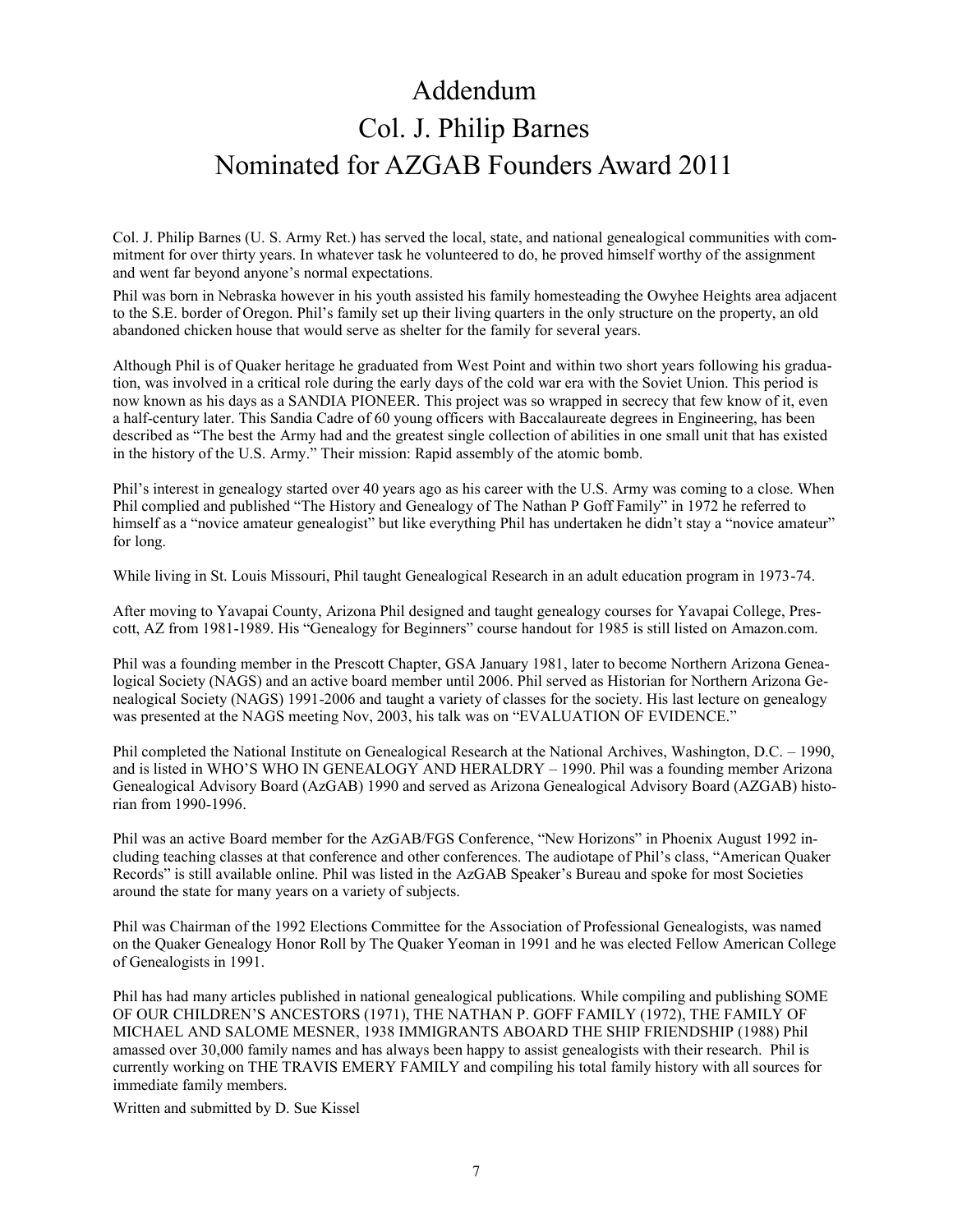# Addendum
# Col. J. Philip Barnes
# Nominated for AZGAB Founders Award 2011

Col. J. Philip Barnes (U. S. Army Ret.) has served the local, state, and national genealogical communities with commitment for over thirty years. In whatever task he volunteered to do, he proved himself worthy of the assignment and went far beyond anyone's normal expectations.

Phil was born in Nebraska however in his youth assisted his family homesteading the Owyhee Heights area adjacent to the S.E. border of Oregon. Phil's family set up their living quarters in the only structure on the property, an old abandoned chicken house that would serve as shelter for the family for several years.

Although Phil is of Quaker heritage he graduated from West Point and within two short years following his graduation, was involved in a critical role during the early days of the cold war era with the Soviet Union. This period is now known as his days as a SANDIA PIONEER. This project was so wrapped in secrecy that few know of it, even a half-century later. This Sandia Cadre of 60 young officers with Baccalaureate degrees in Engineering, has been described as "The best the Army had and the greatest single collection of abilities in one small unit that has existed in the history of the U.S. Army." Their mission: Rapid assembly of the atomic bomb.

Phil's interest in genealogy started over 40 years ago as his career with the U.S. Army was coming to a close. When Phil complied and published "The History and Genealogy of The Nathan P Goff Family" in 1972 he referred to himself as a "novice amateur genealogist" but like everything Phil has undertaken he didn't stay a "novice amateur" for long.

While living in St. Louis Missouri, Phil taught Genealogical Research in an adult education program in 1973-74.

After moving to Yavapai County, Arizona Phil designed and taught genealogy courses for Yavapai College, Prescott, AZ from 1981-1989. His "Genealogy for Beginners" course handout for 1985 is still listed on Amazon.com.

Phil was a founding member in the Prescott Chapter, GSA January 1981, later to become Northern Arizona Genealogical Society (NAGS) and an active board member until 2006. Phil served as Historian for Northern Arizona Genealogical Society (NAGS) 1991-2006 and taught a variety of classes for the society. His last lecture on genealogy was presented at the NAGS meeting Nov, 2003, his talk was on "EVALUATION OF EVIDENCE."

Phil completed the National Institute on Genealogical Research at the National Archives, Washington, D.C. – 1990, and is listed in WHO'S WHO IN GENEALOGY AND HERALDRY – 1990. Phil was a founding member Arizona Genealogical Advisory Board (AzGAB) 1990 and served as Arizona Genealogical Advisory Board (AZGAB) historian from 1990-1996.

Phil was an active Board member for the AzGAB/FGS Conference, "New Horizons" in Phoenix August 1992 including teaching classes at that conference and other conferences. The audiotape of Phil's class, "American Quaker Records" is still available online. Phil was listed in the AzGAB Speaker's Bureau and spoke for most Societies around the state for many years on a variety of subjects.

Phil was Chairman of the 1992 Elections Committee for the Association of Professional Genealogists, was named on the Quaker Genealogy Honor Roll by The Quaker Yeoman in 1991 and he was elected Fellow American College of Genealogists in 1991.

Phil has had many articles published in national genealogical publications. While compiling and publishing SOME OF OUR CHILDREN'S ANCESTORS (1971), THE NATHAN P. GOFF FAMILY (1972), THE FAMILY OF MICHAEL AND SALOME MESNER, 1938 IMMIGRANTS ABOARD THE SHIP FRIENDSHIP (1988) Phil amassed over 30,000 family names and has always been happy to assist genealogists with their research. Phil is currently working on THE TRAVIS EMERY FAMILY and compiling his total family history with all sources for immediate family members.

Written and submitted by D. Sue Kissel